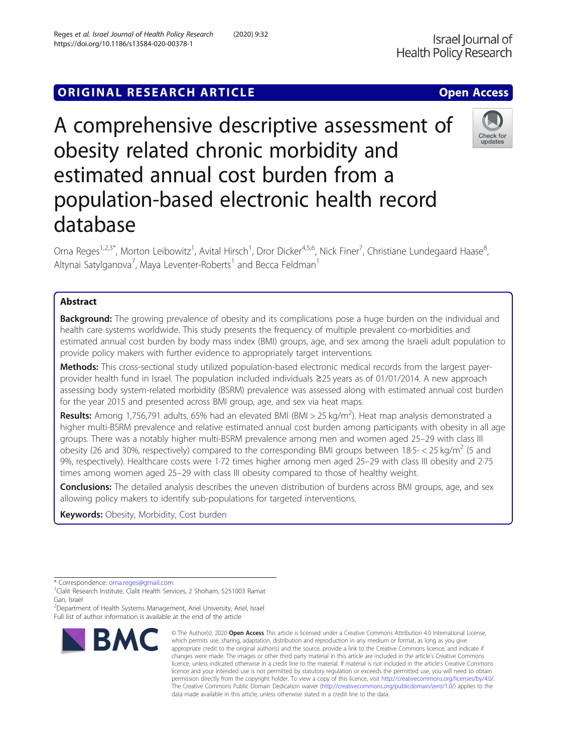ORIGINAL RESEARCH ARTICLE

Open Access

# A comprehensive descriptive assessment of obesity related chronic morbidity and estimated annual cost burden from a population-based electronic health record database

Orna Reges[1,2,3*], Morton Leibowitz[1], Avital Hirsch[1], Dror Dicker[4,5,6], Nick Finer[7], Christiane Lundegaard Haase[8], Altynai Satylganova[7], Maya Leventer-Roberts[1] and Becca Feldman[1]

## Abstract

**Background:** The growing prevalence of obesity and its complications pose a huge burden on the individual and health care systems worldwide. This study presents the frequency of multiple prevalent co-morbidities and estimated annual cost burden by body mass index (BMI) groups, age, and sex among the Israeli adult population to provide policy makers with further evidence to appropriately target interventions.

**Methods:** This cross-sectional study utilized population-based electronic medical records from the largest payer-provider health fund in Israel. The population included individuals ≥25 years as of 01/01/2014. A new approach assessing body system-related morbidity (BSRM) prevalence was assessed along with estimated annual cost burden for the year 2015 and presented across BMI group, age, and sex via heat maps.

**Results:** Among 1,756,791 adults, 65% had an elevated BMI (BMI > 25 kg/m$^2$). Heat map analysis demonstrated a higher multi-BSRM prevalence and relative estimated annual cost burden among participants with obesity in all age groups. There was a notably higher multi-BSRM prevalence among men and women aged 25–29 with class III obesity (26 and 30%, respectively) compared to the corresponding BMI groups between 18·5- < 25 kg/m$^2$ (5 and 9%, respectively). Healthcare costs were 1·72 times higher among men aged 25–29 with class III obesity and 2·75 times among women aged 25–29 with class III obesity compared to those of healthy weight.

**Conclusions:** The detailed analysis describes the uneven distribution of burdens across BMI groups, age, and sex allowing policy makers to identify sub-populations for targeted interventions.

**Keywords:** Obesity, Morbidity, Cost burden

\* Correspondence: orna.reges@gmail.com

[1]Clalit Research Institute, Clalit Health Services, 2 Shoham, 5251003 Ramat Gan, Israel

[2]Department of Health Systems Management, Ariel University, Ariel, Israel

Full list of author information is available at the end of the article

© The Author(s). 2020 **Open Access** This article is licensed under a Creative Commons Attribution 4.0 International License, which permits use, sharing, adaptation, distribution and reproduction in any medium or format, as long as you give appropriate credit to the original author(s) and the source, provide a link to the Creative Commons licence, and indicate if changes were made. The images or other third party material in this article are included in the article's Creative Commons licence, unless indicated otherwise in a credit line to the material. If material is not included in the article's Creative Commons licence and your intended use is not permitted by statutory regulation or exceeds the permitted use, you will need to obtain permission directly from the copyright holder. To view a copy of this licence, visit http://creativecommons.org/licenses/by/4.0/. The Creative Commons Public Domain Dedication waiver (http://creativecommons.org/publicdomain/zero/1.0/) applies to the data made available in this article, unless otherwise stated in a credit line to the data.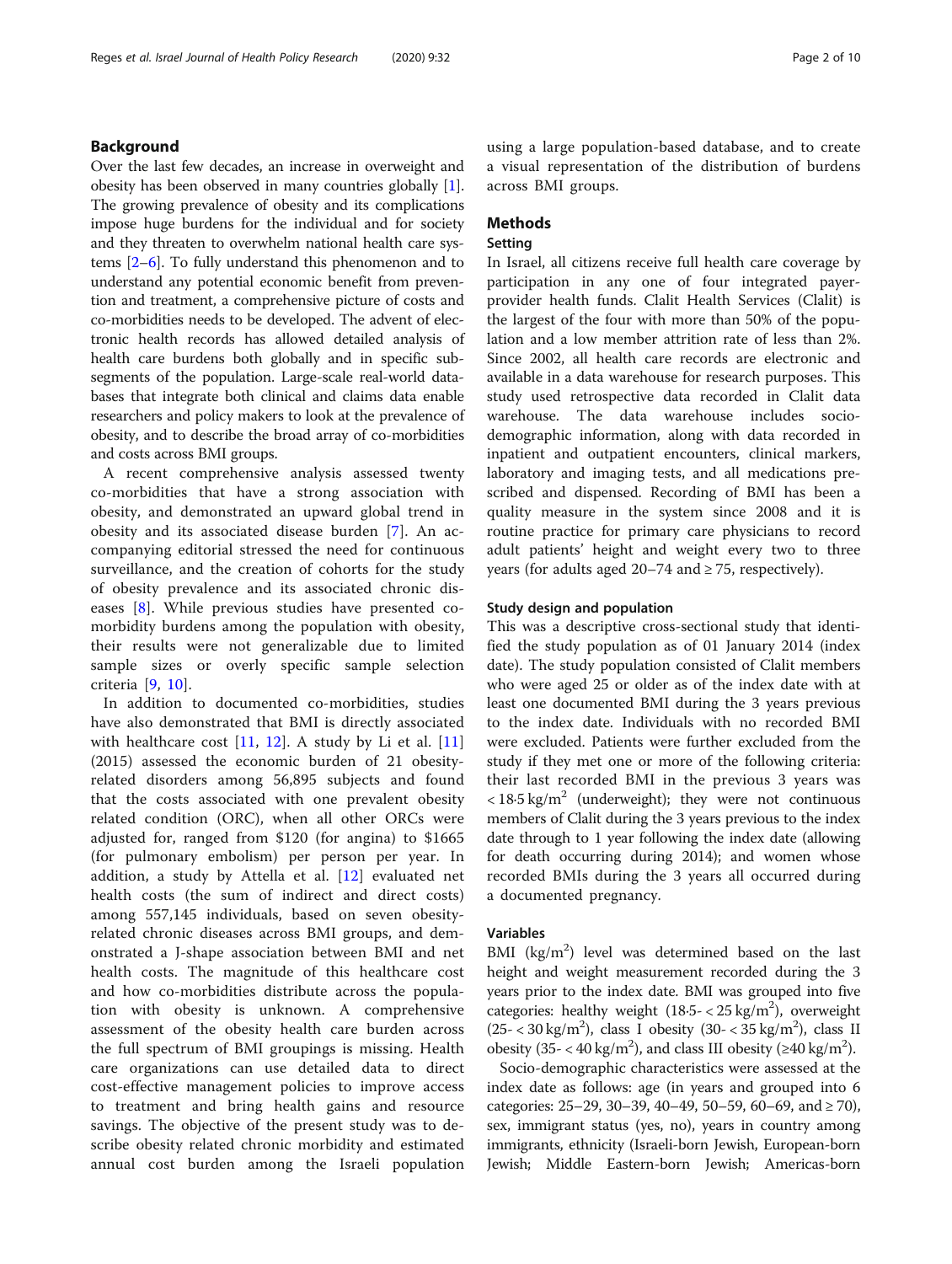## Background

Over the last few decades, an increase in overweight and obesity has been observed in many countries globally [1]. The growing prevalence of obesity and its complications impose huge burdens for the individual and for society and they threaten to overwhelm national health care systems [2–6]. To fully understand this phenomenon and to understand any potential economic benefit from prevention and treatment, a comprehensive picture of costs and co-morbidities needs to be developed. The advent of electronic health records has allowed detailed analysis of health care burdens both globally and in specific subsegments of the population. Large-scale real-world databases that integrate both clinical and claims data enable researchers and policy makers to look at the prevalence of obesity, and to describe the broad array of co-morbidities and costs across BMI groups.

A recent comprehensive analysis assessed twenty co-morbidities that have a strong association with obesity, and demonstrated an upward global trend in obesity and its associated disease burden [7]. An accompanying editorial stressed the need for continuous surveillance, and the creation of cohorts for the study of obesity prevalence and its associated chronic diseases [8]. While previous studies have presented co-morbidity burdens among the population with obesity, their results were not generalizable due to limited sample sizes or overly specific sample selection criteria [9, 10].

In addition to documented co-morbidities, studies have also demonstrated that BMI is directly associated with healthcare cost [11, 12]. A study by Li et al. [11] (2015) assessed the economic burden of 21 obesity-related disorders among 56,895 subjects and found that the costs associated with one prevalent obesity related condition (ORC), when all other ORCs were adjusted for, ranged from \$120 (for angina) to \$1665 (for pulmonary embolism) per person per year. In addition, a study by Attella et al. [12] evaluated net health costs (the sum of indirect and direct costs) among 557,145 individuals, based on seven obesity-related chronic diseases across BMI groups, and demonstrated a J-shape association between BMI and net health costs. The magnitude of this healthcare cost and how co-morbidities distribute across the population with obesity is unknown. A comprehensive assessment of the obesity health care burden across the full spectrum of BMI groupings is missing. Health care organizations can use detailed data to direct cost-effective management policies to improve access to treatment and bring health gains and resource savings. The objective of the present study was to describe obesity related chronic morbidity and estimated annual cost burden among the Israeli population using a large population-based database, and to create a visual representation of the distribution of burdens across BMI groups.

## Methods

### Setting

In Israel, all citizens receive full health care coverage by participation in any one of four integrated payer-provider health funds. Clalit Health Services (Clalit) is the largest of the four with more than 50% of the population and a low member attrition rate of less than 2%. Since 2002, all health care records are electronic and available in a data warehouse for research purposes. This study used retrospective data recorded in Clalit data warehouse. The data warehouse includes socio-demographic information, along with data recorded in inpatient and outpatient encounters, clinical markers, laboratory and imaging tests, and all medications prescribed and dispensed. Recording of BMI has been a quality measure in the system since 2008 and it is routine practice for primary care physicians to record adult patients' height and weight every two to three years (for adults aged 20–74 and ≥ 75, respectively).

### Study design and population

This was a descriptive cross-sectional study that identified the study population as of 01 January 2014 (index date). The study population consisted of Clalit members who were aged 25 or older as of the index date with at least one documented BMI during the 3 years previous to the index date. Individuals with no recorded BMI were excluded. Patients were further excluded from the study if they met one or more of the following criteria: their last recorded BMI in the previous 3 years was $< 18{\cdot}5\ \text{kg/m}^2$ (underweight); they were not continuous members of Clalit during the 3 years previous to the index date through to 1 year following the index date (allowing for death occurring during 2014); and women whose recorded BMIs during the 3 years all occurred during a documented pregnancy.

### Variables

BMI ($\text{kg/m}^2$) level was determined based on the last height and weight measurement recorded during the 3 years prior to the index date. BMI was grouped into five categories: healthy weight ($18{\cdot}5\text{-} < 25\ \text{kg/m}^2$), overweight ($25\text{-} < 30\ \text{kg/m}^2$), class I obesity ($30\text{-} < 35\ \text{kg/m}^2$), class II obesity ($35\text{-} < 40\ \text{kg/m}^2$), and class III obesity ($\geq 40\ \text{kg/m}^2$).

Socio-demographic characteristics were assessed at the index date as follows: age (in years and grouped into 6 categories: 25–29, 30–39, 40–49, 50–59, 60–69, and ≥ 70), sex, immigrant status (yes, no), years in country among immigrants, ethnicity (Israeli-born Jewish, European-born Jewish; Middle Eastern-born Jewish; Americas-born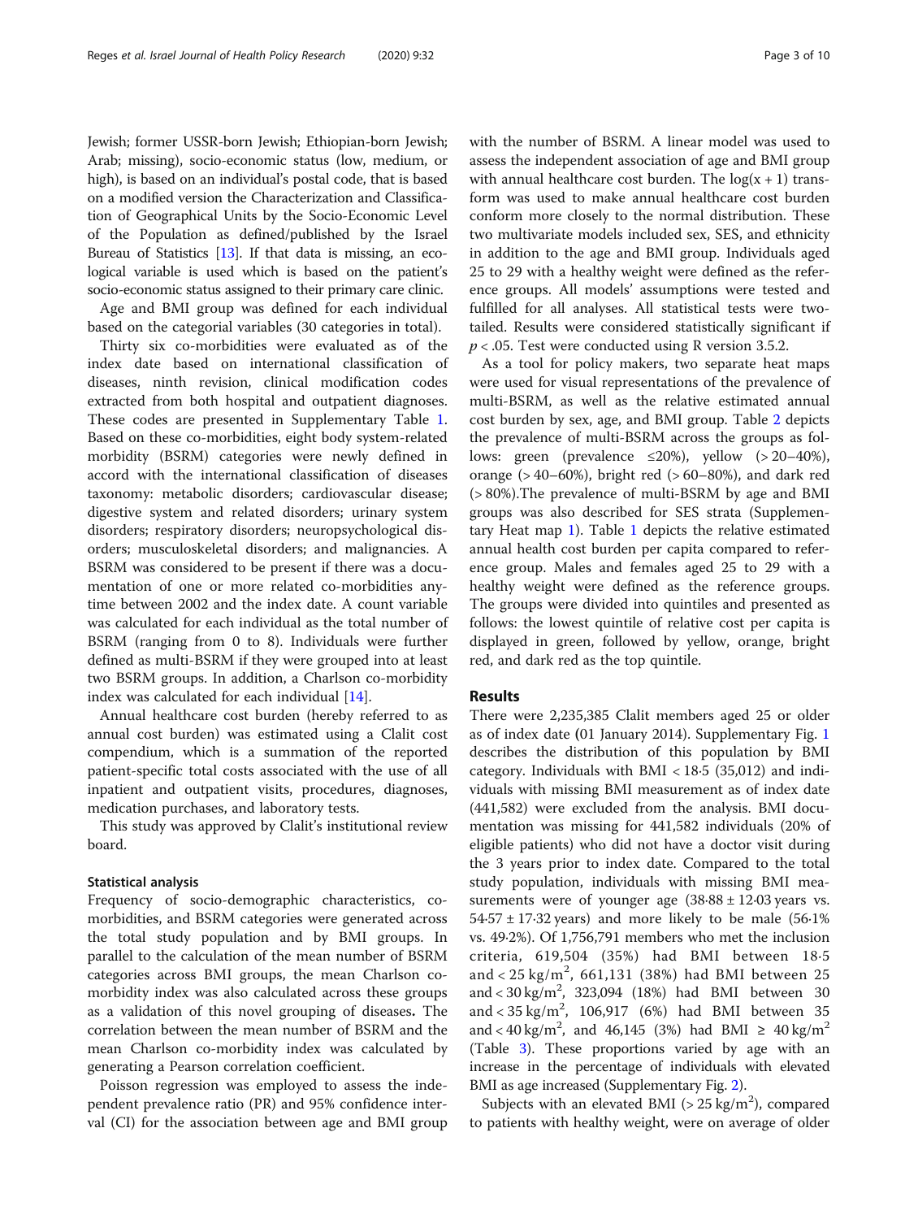Jewish; former USSR-born Jewish; Ethiopian-born Jewish; Arab; missing), socio-economic status (low, medium, or high), is based on an individual's postal code, that is based on a modified version the Characterization and Classification of Geographical Units by the Socio-Economic Level of the Population as defined/published by the Israel Bureau of Statistics [13]. If that data is missing, an ecological variable is used which is based on the patient's socio-economic status assigned to their primary care clinic.

Age and BMI group was defined for each individual based on the categorial variables (30 categories in total).

Thirty six co-morbidities were evaluated as of the index date based on international classification of diseases, ninth revision, clinical modification codes extracted from both hospital and outpatient diagnoses. These codes are presented in Supplementary Table 1. Based on these co-morbidities, eight body system-related morbidity (BSRM) categories were newly defined in accord with the international classification of diseases taxonomy: metabolic disorders; cardiovascular disease; digestive system and related disorders; urinary system disorders; respiratory disorders; neuropsychological disorders; musculoskeletal disorders; and malignancies. A BSRM was considered to be present if there was a documentation of one or more related co-morbidities anytime between 2002 and the index date. A count variable was calculated for each individual as the total number of BSRM (ranging from 0 to 8). Individuals were further defined as multi-BSRM if they were grouped into at least two BSRM groups. In addition, a Charlson co-morbidity index was calculated for each individual [14].

Annual healthcare cost burden (hereby referred to as annual cost burden) was estimated using a Clalit cost compendium, which is a summation of the reported patient-specific total costs associated with the use of all inpatient and outpatient visits, procedures, diagnoses, medication purchases, and laboratory tests.

This study was approved by Clalit's institutional review board.

### Statistical analysis

Frequency of socio-demographic characteristics, co-morbidities, and BSRM categories were generated across the total study population and by BMI groups. In parallel to the calculation of the mean number of BSRM categories across BMI groups, the mean Charlson co-morbidity index was also calculated across these groups as a validation of this novel grouping of diseases**.** The correlation between the mean number of BSRM and the mean Charlson co-morbidity index was calculated by generating a Pearson correlation coefficient.

Poisson regression was employed to assess the independent prevalence ratio (PR) and 95% confidence interval (CI) for the association between age and BMI group with the number of BSRM. A linear model was used to assess the independent association of age and BMI group with annual healthcare cost burden. The $\log(x + 1)$ transform was used to make annual healthcare cost burden conform more closely to the normal distribution. These two multivariate models included sex, SES, and ethnicity in addition to the age and BMI group. Individuals aged 25 to 29 with a healthy weight were defined as the reference groups. All models' assumptions were tested and fulfilled for all analyses. All statistical tests were two-tailed. Results were considered statistically significant if $p < .05$. Test were conducted using R version 3.5.2.

As a tool for policy makers, two separate heat maps were used for visual representations of the prevalence of multi-BSRM, as well as the relative estimated annual cost burden by sex, age, and BMI group. Table 2 depicts the prevalence of multi-BSRM across the groups as follows: green (prevalence ≤20%), yellow (> 20–40%), orange (> 40–60%), bright red (> 60–80%), and dark red (> 80%).The prevalence of multi-BSRM by age and BMI groups was also described for SES strata (Supplementary Heat map 1). Table 1 depicts the relative estimated annual health cost burden per capita compared to reference group. Males and females aged 25 to 29 with a healthy weight were defined as the reference groups. The groups were divided into quintiles and presented as follows: the lowest quintile of relative cost per capita is displayed in green, followed by yellow, orange, bright red, and dark red as the top quintile.

## Results

There were 2,235,385 Clalit members aged 25 or older as of index date (01 January 2014). Supplementary Fig. 1 describes the distribution of this population by BMI category. Individuals with BMI < 18·5 (35,012) and individuals with missing BMI measurement as of index date (441,582) were excluded from the analysis. BMI documentation was missing for 441,582 individuals (20% of eligible patients) who did not have a doctor visit during the 3 years prior to index date. Compared to the total study population, individuals with missing BMI measurements were of younger age (38·88 ± 12·03 years vs. 54·57 ± 17·32 years) and more likely to be male (56·1% vs. 49·2%). Of 1,756,791 members who met the inclusion criteria, 619,504 (35%) had BMI between 18·5 and < 25 kg/m$^2$, 661,131 (38%) had BMI between 25 and < 30 kg/m$^2$, 323,094 (18%) had BMI between 30 and < 35 kg/m$^2$, 106,917 (6%) had BMI between 35 and < 40 kg/m$^2$, and 46,145 (3%) had BMI ≥ 40 kg/m$^2$ (Table 3). These proportions varied by age with an increase in the percentage of individuals with elevated BMI as age increased (Supplementary Fig. 2).

Subjects with an elevated BMI (> 25 kg/m$^2$), compared to patients with healthy weight, were on average of older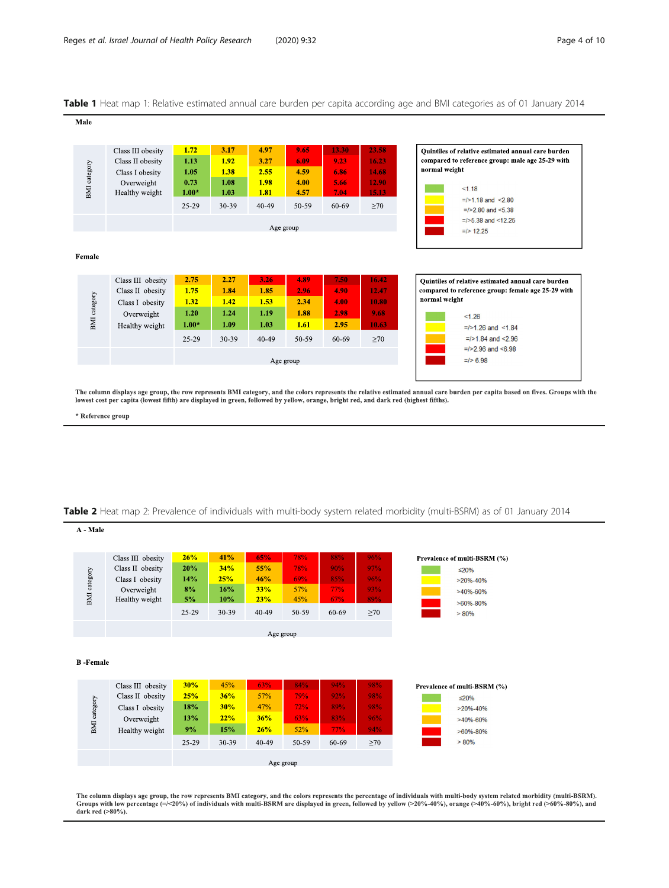**Table 1** Heat map 1: Relative estimated annual care burden per capita according age and BMI categories as of 01 January 2014

**Male**

| BMI category | 25-29 | 30-39 | 40-49 | 50-59 | 60-69 | ≥70 |
|---|---|---|---|---|---|---|
| Class III obesity | 1.72 | 3.17 | 4.97 | 9.65 | 13.30 | 23.58 |
| Class II obesity | 1.13 | 1.92 | 3.27 | 6.09 | 9.23 | 16.23 |
| Class I obesity | 1.05 | 1.38 | 2.55 | 4.59 | 6.86 | 14.68 |
| Overweight | 0.73 | 1.08 | 1.98 | 4.00 | 5.66 | 12.90 |
| Healthy weight | 1.00* | 1.03 | 1.81 | 4.57 | 7.04 | 15.13 |

Age group

Quintiles of relative estimated annual care burden compared to reference group: male age 25-29 with normal weight

- <1.18
- =/>1.18 and <2.80
- =/>2.80 and <5.38
- =/>5.38 and <12.25
- =/> 12.25

**Female**

| BMI category | 25-29 | 30-39 | 40-49 | 50-59 | 60-69 | ≥70 |
|---|---|---|---|---|---|---|
| Class III obesity | 2.75 | 2.27 | 3.26 | 4.89 | 7.50 | 16.42 |
| Class II obesity | 1.75 | 1.84 | 1.85 | 2.96 | 4.90 | 12.47 |
| Class I obesity | 1.32 | 1.42 | 1.53 | 2.34 | 4.00 | 10.80 |
| Overweight | 1.20 | 1.24 | 1.19 | 1.88 | 2.98 | 9.68 |
| Healthy weight | 1.00* | 1.09 | 1.03 | 1.61 | 2.95 | 10.63 |

Age group

Quintiles of relative estimated annual care burden compared to reference group: female age 25-29 with normal weight

- <1.26
- =/>1.26 and <1.84
- =/>1.84 and <2.96
- =/>2.96 and <6.98
- =/> 6.98

The column displays age group, the row represents BMI category, and the colors represents the relative estimated annual care burden per capita based on fives. Groups with the lowest cost per capita (lowest fifth) are displayed in green, followed by yellow, orange, bright red, and dark red (highest fifths).

* Reference group

**Table 2** Heat map 2: Prevalence of individuals with multi-body system related morbidity (multi-BSRM) as of 01 January 2014

**A - Male**

| BMI category | 25-29 | 30-39 | 40-49 | 50-59 | 60-69 | ≥70 |
|---|---|---|---|---|---|---|
| Class III obesity | 26% | 41% | 65% | 78% | 88% | 96% |
| Class II obesity | 20% | 34% | 55% | 78% | 90% | 97% |
| Class I obesity | 14% | 25% | 46% | 69% | 85% | 96% |
| Overweight | 8% | 16% | 33% | 57% | 77% | 93% |
| Healthy weight | 5% | 10% | 23% | 45% | 67% | 89% |

Age group

Prevalence of multi-BSRM (%)

- ≤20%
- >20%-40%
- >40%-60%
- >60%-80%
- > 80%

**B -Female**

| BMI category | 25-29 | 30-39 | 40-49 | 50-59 | 60-69 | ≥70 |
|---|---|---|---|---|---|---|
| Class III obesity | 30% | 45% | 63% | 84% | 94% | 98% |
| Class II obesity | 25% | 36% | 57% | 79% | 92% | 98% |
| Class I obesity | 18% | 30% | 47% | 72% | 89% | 98% |
| Overweight | 13% | 22% | 36% | 63% | 83% | 96% |
| Healthy weight | 9% | 15% | 26% | 52% | 77% | 94% |

Age group

Prevalence of multi-BSRM (%)

- ≤20%
- >20%-40%
- >40%-60%
- >60%-80%
- > 80%

The column displays age group, the row represents BMI category, and the colors represents the percentage of individuals with multi-body system related morbidity (multi-BSRM). Groups with low percentage (=/<20%) of individuals with multi-BSRM are displayed in green, followed by yellow (>20%-40%), orange (>40%-60%), bright red (>60%-80%), and dark red (>80%).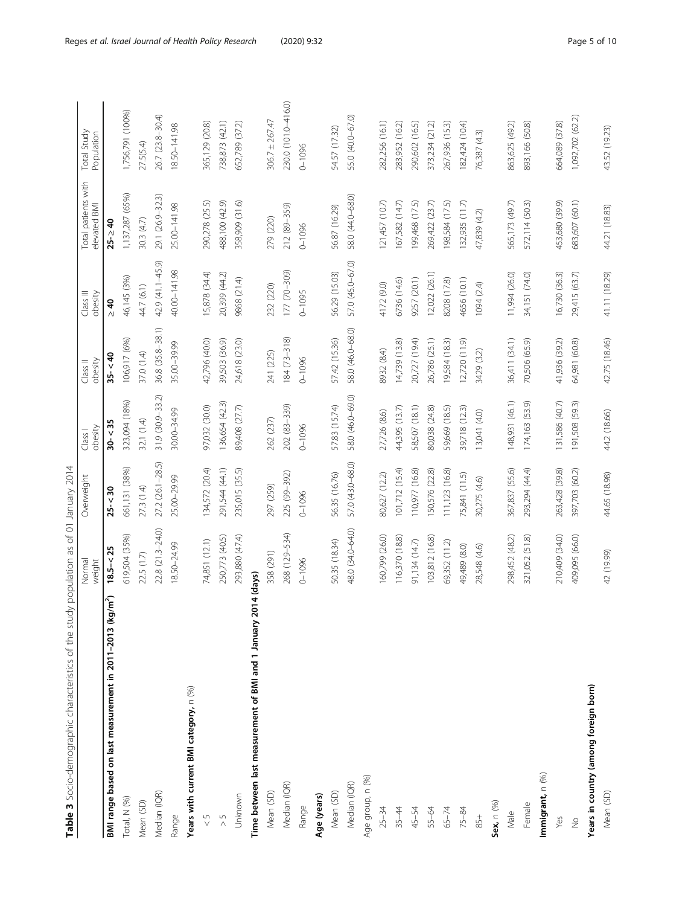**Table 3** Socio-demographic characteristics of the study population as of 01 January 2014

| | Normal weight | Overweight | Class I obesity | Class II obesity | Class III obesity | Total patients with elevated BMI | Total Study Population |
|---|---|---|---|---|---|---|---|
| **BMI range based on last measurement in 2011–2013 (kg/m²)** | **18.5–< 25** | **25–< 30** | **30–< 35** | **35–< 40** | **≥ 40** | **25–≥ 40** | |
| Total, N (%) | 619,504 (35%) | 661,131 (38%) | 323,094 (18%) | 106,917 (6%) | 46,145 (3%) | 1,137,287 (65%) | 1,756,791 (100%) |
| Mean (SD) | 22.5 (1.7) | 27.3 (1.4) | 32.1 (1.4) | 37.0 (1.4) | 44.7 (6.1) | 30.3 (4.7) | 27.5(5.4) |
| Median (IQR) | 22.8 (21.3–24.0) | 27.2 (26.1–28.5) | 31.9 (30.9–33.2) | 36.8 (35.8–38.1) | 42.9 (41.1–45.9) | 29.1 (26.9–32.3) | 26.7 (23.8–30.4) |
| Range | 18.50–24.99 | 25.00–29.99 | 30.00–34.99 | 35.00–39.99 | 40.00–141.98 | 25.00–141.98 | 18.50–141.98 |
| **Years with current BMI category**, n (%) | | | | | | | |
| < 5 | 74,851 (12.1) | 134,572 (20.4) | 97,032 (30.0) | 42,796 (40.0) | 15,878 (34.4) | 290,278 (25.5) | 365,129 (20.8) |
| > 5 | 250,773 (40.5) | 291,544 (44.1) | 136,654 (42.3) | 39,503 (36.9) | 20,399 (44.2) | 488,100 (42.9) | 738,873 (42.1) |
| Unknown | 293,880 (47.4) | 235,015 (35.5) | 89,408 (27.7) | 24,618 (23.0) | 9868 (21.4) | 358,909 (31.6) | 652,789 (37.2) |
| **Time between last measurement of BMI and 1 January 2014 (days)** | | | | | | | |
| Mean (SD) | 358 (291) | 297 (259) | 262 (237) | 241 (225) | 232 (220) | 279 (220) | 306.7 ± 267.47 |
| Median (IQR) | 268 (129–534) | 225 (99–392) | 202 (83–339) | 184 (73–318) | 177 (70–309) | 212 (89–359) | 230.0 (101.0–416.0) |
| Range | 0–1096 | 0–1096 | 0–1096 | 0–1096 | 0–1095 | 0–1096 | 0–1096 |
| **Age (years)** | | | | | | | |
| Mean (SD) | 50.35 (18.34) | 56.35 (16.76) | 57.83 (15.74) | 57.42 (15.36) | 56.29 (15.03) | 56.87 (16.29) | 54.57 (17.32) |
| Median (IQR) | 48.0 (34.0–64.0) | 57.0 (43.0–68.0) | 58.0 (46.0–69.0) | 58.0 (46.0–68.0) | 57.0 (45.0–67.0) | 58.0 (44.0–68.0) | 55.0 (40.0–67.0) |
| Age group, n (%) | | | | | | | |
| 25–34 | 160,799 (26.0) | 80,627 (12.2) | 27,726 (8.6) | 8932 (8.4) | 4172 (9.0) | 121,457 (10.7) | 282,256 (16.1) |
| 35–44 | 116,370 (18.8) | 101,712 (15.4) | 44,395 (13.7) | 14,739 (13.8) | 6736 (14.6) | 167,582 (14.7) | 283,952 (16.2) |
| 45–54 | 91,134 (14.7) | 110,977 (16.8) | 58,507 (18.1) | 20,727 (19.4) | 9257 (20.1) | 199,468 (17.5) | 290,602 (16.5) |
| 55–64 | 103,812 (16.8) | 150,576 (22.8) | 80,038 (24.8) | 26,786 (25.1) | 12,022 (26.1) | 269,422 (23.7) | 373,234 (21.2) |
| 65–74 | 69,352 (11.2) | 111,123 (16.8) | 59,669 (18.5) | 19,584 (18.3) | 8208 (17.8) | 198,584 (17.5) | 267,936 (15.3) |
| 75–84 | 49,489 (8.0) | 75,841 (11.5) | 39,718 (12.3) | 12,720 (11.9) | 4656 (10.1) | 132,935 (11.7) | 182,424 (10.4) |
| 85+ | 28,548 (4.6) | 30,275 (4.6) | 13,041 (4.0) | 3429 (3.2) | 1094 (2.4) | 47,839 (4.2) | 76,387 (4.3) |
| **Sex**, n (%) | | | | | | | |
| Male | 298,452 (48.2) | 367,837 (55.6) | 148,931 (46.1) | 36,411 (34.1) | 11,994 (26.0) | 565,173 (49.7) | 863,625 (49.2) |
| Female | 321,052 (51.8) | 293,294 (44.4) | 174,163 (53.9) | 70,506 (65.9) | 34,151 (74.0) | 572,114 (50.3) | 893,166 (50.8) |
| **Immigrant**, n (%) | | | | | | | |
| Yes | 210,409 (34.0) | 263,428 (39.8) | 131,586 (40.7) | 41,936 (39.2) | 16,730 (36.3) | 453,680 (39.9) | 664,089 (37.8) |
| No | 409,095 (66.0) | 397,703 (60.2) | 191,508 (59.3) | 64,981 (60.8) | 29,415 (63.7) | 683,607 (60.1) | 1,092,702 (62.2) |
| **Years in country (among foreign born)** | | | | | | | |
| Mean (SD) | 42 (19.99) | 44.65 (18.98) | 44.2 (18.66) | 42.75 (18.46) | 41.11 (18.29) | 44.21 (18.83) | 43.52 (19.23) |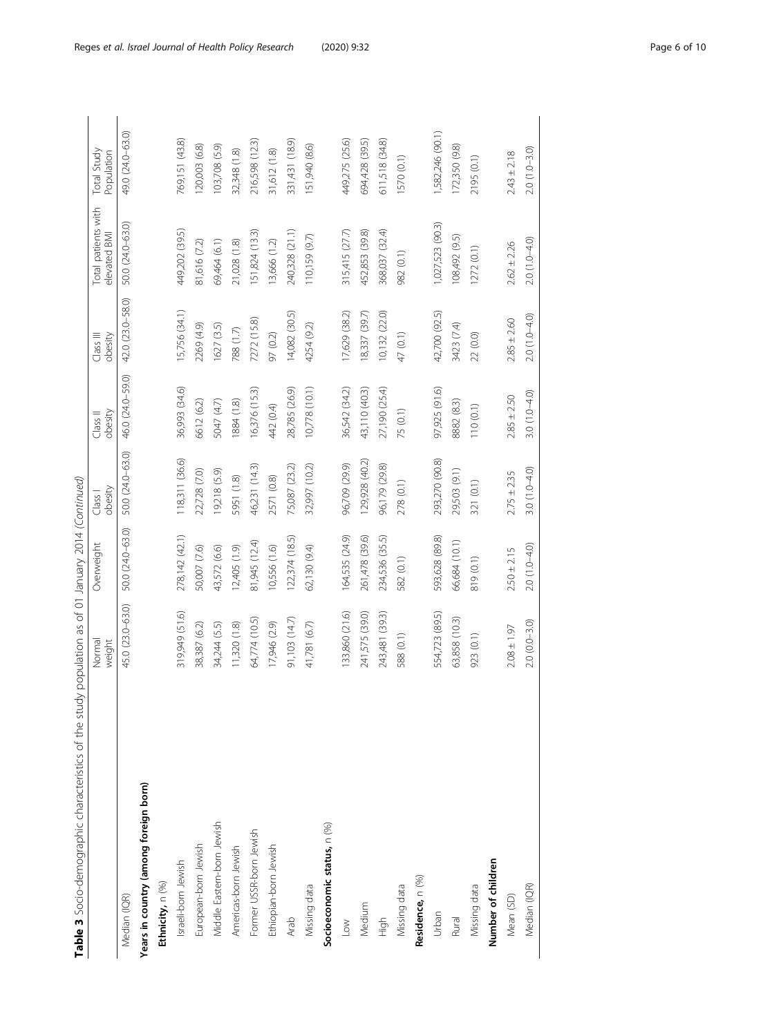**Table 3** Socio-demographic characteristics of the study population as of 01 January 2014 *(Continued)*

| | Normal weight | Overweight | Class I obesity | Class II obesity | Class III obesity | Total patients with elevated BMI | Total Study Population |
|---|---|---|---|---|---|---|---|
| Median (IQR) | 45.0 (23.0–63.0) | 50.0 (24.0–63.0) | 50.0 (24.0–63.0) | 46.0 (24.0–59.0) | 42.0 (23.0–58.0) | 50.0 (24.0–63.0) | 49.0 (24.0–63.0) |
| **Years in country (among foreign born)** | | | | | | | |
| **Ethnicity,** n (%) | | | | | | | |
| Israeli-born Jewish | 319,949 (51.6) | 278,142 (42.1) | 118,311 (36.6) | 36,993 (34.6) | 15,756 (34.1) | 449,202 (39.5) | 769,151 (43.8) |
| European-born Jewish | 38,387 (6.2) | 50,007 (7.6) | 22,728 (7.0) | 6612 (6.2) | 2269 (4.9) | 81,616 (7.2) | 120,003 (6.8) |
| Middle Eastern-born Jewish | 34,244 (5.5) | 43,572 (6.6) | 19,218 (5.9) | 5047 (4.7) | 1627 (3.5) | 69,464 (6.1) | 103,708 (5.9) |
| Americas-born Jewish | 11,320 (1.8) | 12,405 (1.9) | 5951 (1.8) | 1884 (1.8) | 788 (1.7) | 21,028 (1.8) | 32,348 (1.8) |
| Former USSR-born Jewish | 64,774 (10.5) | 81,945 (12.4) | 46,231 (14.3) | 16,376 (15.3) | 7272 (15.8) | 151,824 (13.3) | 216,598 (12.3) |
| Ethiopian-born Jewish | 17,946 (2.9) | 10,556 (1.6) | 2571 (0.8) | 442 (0.4) | 97 (0.2) | 13,666 (1.2) | 31,612 (1.8) |
| Arab | 91,103 (14.7) | 122,374 (18.5) | 75,087 (23.2) | 28,785 (26.9) | 14,082 (30.5) | 240,328 (21.1) | 331,431 (18.9) |
| Missing data | 41,781 (6.7) | 62,130 (9.4) | 32,997 (10.2) | 10,778 (10.1) | 4254 (9.2) | 110,159 (9.7) | 151,940 (8.6) |
| **Socioeconomic status,** n (%) | | | | | | | |
| Low | 133,860 (21.6) | 164,535 (24.9) | 96,709 (29.9) | 36,542 (34.2) | 17,629 (38.2) | 315,415 (27.7) | 449,275 (25.6) |
| Medium | 241,575 (39.0) | 261,478 (39.6) | 129,928 (40.2) | 43,110 (40.3) | 18,337 (39.7) | 452,853 (39.8) | 694,428 (39.5) |
| High | 243,481 (39.3) | 234,536 (35.5) | 96,179 (29.8) | 27,190 (25.4) | 10,132 (22.0) | 368,037 (32.4) | 611,518 (34.8) |
| Missing data | 588 (0.1) | 582 (0.1) | 278 (0.1) | 75 (0.1) | 47 (0.1) | 982 (0.1) | 1570 (0.1) |
| **Residence,** n (%) | | | | | | | |
| Urban | 554,723 (89.5) | 593,628 (89.8) | 293,270 (90.8) | 97,925 (91.6) | 42,700 (92.5) | 1,027,523 (90.3) | 1,582,246 (90.1) |
| Rural | 63,858 (10.3) | 66,684 (10.1) | 29,503 (9.1) | 8882 (8.3) | 3423 (7.4) | 108,492 (9.5) | 172,350 (9.8) |
| Missing data | 923 (0.1) | 819 (0.1) | 321 (0.1) | 110 (0.1) | 22 (0.0) | 1272 (0.1) | 2195 (0.1) |
| **Number of children** | | | | | | | |
| Mean (SD) | 2.08 ± 1.97 | 2.50 ± 2.15 | 2.75 ± 2.35 | 2.85 ± 2.50 | 2.85 ± 2.60 | 2.62 ± 2.26 | 2.43 ± 2.18 |
| Median (IQR) | 2.0 (0.0–3.0) | 2.0 (1.0–4.0) | 3.0 (1.0–4.0) | 3.0 (1.0–4.0) | 2.0 (1.0–4.0) | 2.0 (1.0–4.0) | 2.0 (1.0–3.0) |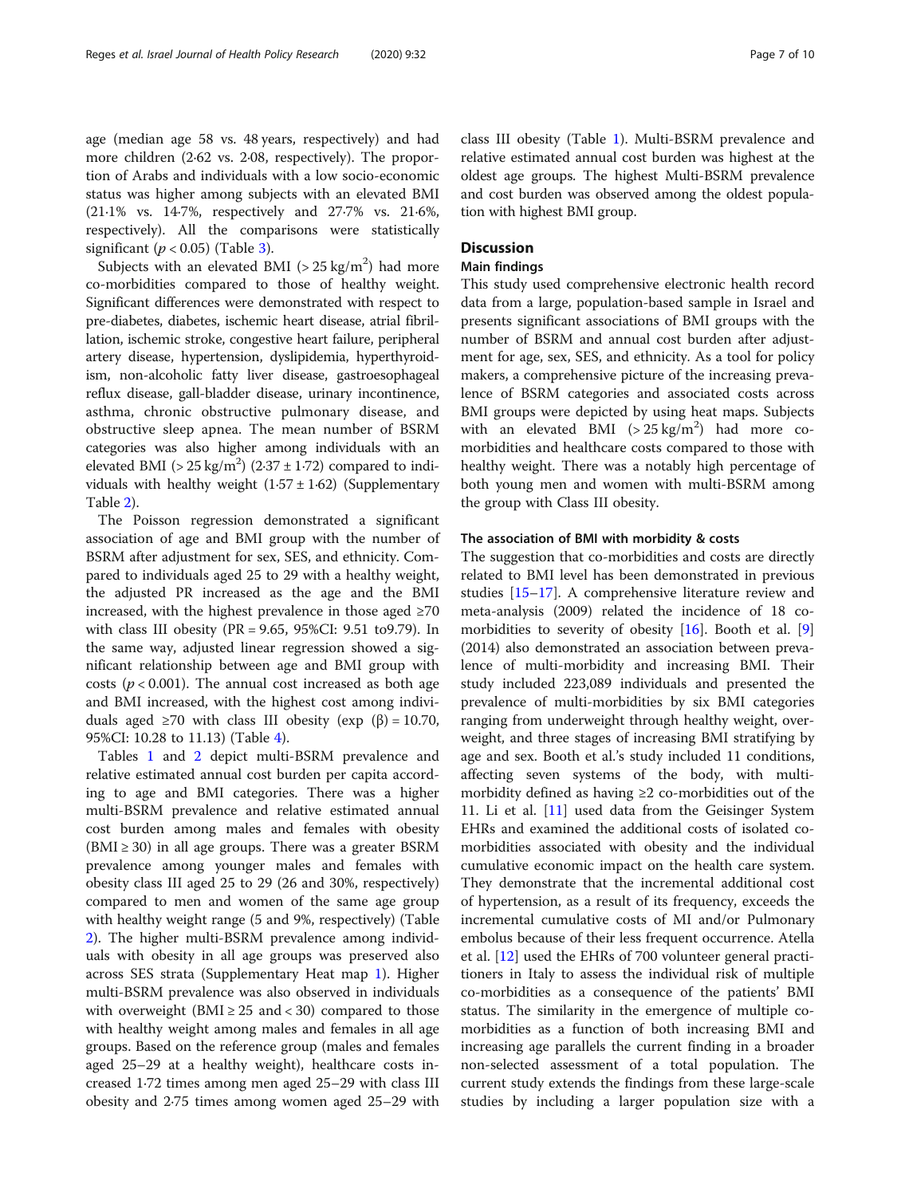age (median age 58 vs. 48 years, respectively) and had more children (2·62 vs. 2·08, respectively). The proportion of Arabs and individuals with a low socio-economic status was higher among subjects with an elevated BMI (21·1% vs. 14·7%, respectively and 27·7% vs. 21·6%, respectively). All the comparisons were statistically significant ($p < 0.05$) (Table 3).

Subjects with an elevated BMI (> 25 kg/m$^2$) had more co-morbidities compared to those of healthy weight. Significant differences were demonstrated with respect to pre-diabetes, diabetes, ischemic heart disease, atrial fibrillation, ischemic stroke, congestive heart failure, peripheral artery disease, hypertension, dyslipidemia, hyperthyroidism, non-alcoholic fatty liver disease, gastroesophageal reflux disease, gall-bladder disease, urinary incontinence, asthma, chronic obstructive pulmonary disease, and obstructive sleep apnea. The mean number of BSRM categories was also higher among individuals with an elevated BMI (> 25 kg/m$^2$) (2·37 ± 1·72) compared to individuals with healthy weight (1·57 ± 1·62) (Supplementary Table 2).

The Poisson regression demonstrated a significant association of age and BMI group with the number of BSRM after adjustment for sex, SES, and ethnicity. Compared to individuals aged 25 to 29 with a healthy weight, the adjusted PR increased as the age and the BMI increased, with the highest prevalence in those aged ≥70 with class III obesity (PR = 9.65, 95%CI: 9.51 to9.79). In the same way, adjusted linear regression showed a significant relationship between age and BMI group with costs ($p < 0.001$). The annual cost increased as both age and BMI increased, with the highest cost among individuals aged ≥70 with class III obesity (exp (β) = 10.70, 95%CI: 10.28 to 11.13) (Table 4).

Tables 1 and 2 depict multi-BSRM prevalence and relative estimated annual cost burden per capita according to age and BMI categories. There was a higher multi-BSRM prevalence and relative estimated annual cost burden among males and females with obesity (BMI ≥ 30) in all age groups. There was a greater BSRM prevalence among younger males and females with obesity class III aged 25 to 29 (26 and 30%, respectively) compared to men and women of the same age group with healthy weight range (5 and 9%, respectively) (Table 2). The higher multi-BSRM prevalence among individuals with obesity in all age groups was preserved also across SES strata (Supplementary Heat map 1). Higher multi-BSRM prevalence was also observed in individuals with overweight (BMI ≥ 25 and < 30) compared to those with healthy weight among males and females in all age groups. Based on the reference group (males and females aged 25–29 at a healthy weight), healthcare costs increased 1·72 times among men aged 25–29 with class III obesity and 2·75 times among women aged 25–29 with class III obesity (Table 1). Multi-BSRM prevalence and relative estimated annual cost burden was highest at the oldest age groups. The highest Multi-BSRM prevalence and cost burden was observed among the oldest population with highest BMI group.

## Discussion

### Main findings

This study used comprehensive electronic health record data from a large, population-based sample in Israel and presents significant associations of BMI groups with the number of BSRM and annual cost burden after adjustment for age, sex, SES, and ethnicity. As a tool for policy makers, a comprehensive picture of the increasing prevalence of BSRM categories and associated costs across BMI groups were depicted by using heat maps. Subjects with an elevated BMI (> 25 kg/m$^2$) had more co-morbidities and healthcare costs compared to those with healthy weight. There was a notably high percentage of both young men and women with multi-BSRM among the group with Class III obesity.

### The association of BMI with morbidity & costs

The suggestion that co-morbidities and costs are directly related to BMI level has been demonstrated in previous studies [15–17]. A comprehensive literature review and meta-analysis (2009) related the incidence of 18 co-morbidities to severity of obesity [16]. Booth et al. [9] (2014) also demonstrated an association between prevalence of multi-morbidity and increasing BMI. Their study included 223,089 individuals and presented the prevalence of multi-morbidities by six BMI categories ranging from underweight through healthy weight, overweight, and three stages of increasing BMI stratifying by age and sex. Booth et al.'s study included 11 conditions, affecting seven systems of the body, with multi-morbidity defined as having ≥2 co-morbidities out of the 11. Li et al. [11] used data from the Geisinger System EHRs and examined the additional costs of isolated co-morbidities associated with obesity and the individual cumulative economic impact on the health care system. They demonstrate that the incremental additional cost of hypertension, as a result of its frequency, exceeds the incremental cumulative costs of MI and/or Pulmonary embolus because of their less frequent occurrence. Atella et al. [12] used the EHRs of 700 volunteer general practitioners in Italy to assess the individual risk of multiple co-morbidities as a consequence of the patients' BMI status. The similarity in the emergence of multiple co-morbidities as a function of both increasing BMI and increasing age parallels the current finding in a broader non-selected assessment of a total population. The current study extends the findings from these large-scale studies by including a larger population size with a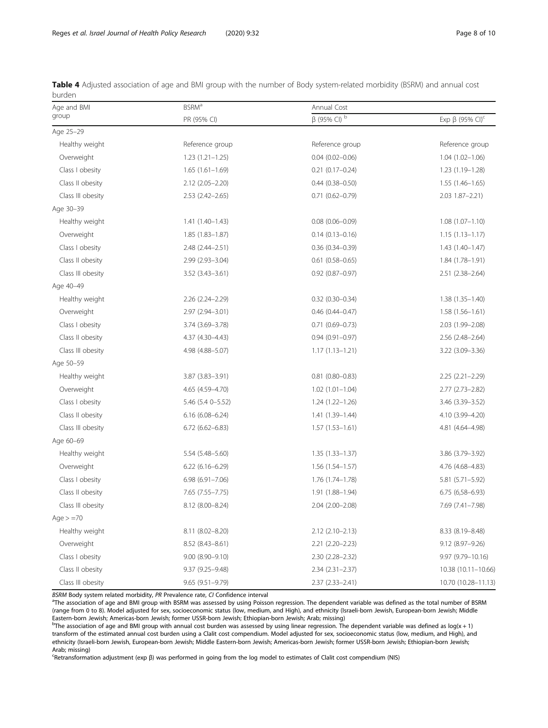**Table 4** Adjusted association of age and BMI group with the number of Body system-related morbidity (BSRM) and annual cost burden

| Age and BMI group | BSRM[a] | Annual Cost | |
|---|---|---|---|
| | PR (95% CI) | β (95% CI) [b] | Exp β (95% CI)[c] |
| Age 25–29 | | | |
| Healthy weight | Reference group | Reference group | Reference group |
| Overweight | 1.23 (1.21–1.25) | 0.04 (0.02–0.06) | 1.04 (1.02–1.06) |
| Class I obesity | 1.65 (1.61–1.69) | 0.21 (0.17–0.24) | 1.23 (1.19–1.28) |
| Class II obesity | 2.12 (2.05–2.20) | 0.44 (0.38–0.50) | 1.55 (1.46–1.65) |
| Class III obesity | 2.53 (2.42–2.65) | 0.71 (0.62–0.79) | 2.03 1.87–2.21) |
| Age 30–39 | | | |
| Healthy weight | 1.41 (1.40–1.43) | 0.08 (0.06–0.09) | 1.08 (1.07–1.10) |
| Overweight | 1.85 (1.83–1.87) | 0.14 (0.13–0.16) | 1.15 (1.13–1.17) |
| Class I obesity | 2.48 (2.44–2.51) | 0.36 (0.34–0.39) | 1.43 (1.40–1.47) |
| Class II obesity | 2.99 (2.93–3.04) | 0.61 (0.58–0.65) | 1.84 (1.78–1.91) |
| Class III obesity | 3.52 (3.43–3.61) | 0.92 (0.87–0.97) | 2.51 (2.38–2.64) |
| Age 40–49 | | | |
| Healthy weight | 2.26 (2.24–2.29) | 0.32 (0.30–0.34) | 1.38 (1.35–1.40) |
| Overweight | 2.97 (2.94–3.01) | 0.46 (0.44–0.47) | 1.58 (1.56–1.61) |
| Class I obesity | 3.74 (3.69–3.78) | 0.71 (0.69–0.73) | 2.03 (1.99–2.08) |
| Class II obesity | 4.37 (4.30–4.43) | 0.94 (0.91–0.97) | 2.56 (2.48–2.64) |
| Class III obesity | 4.98 (4.88–5.07) | 1.17 (1.13–1.21) | 3.22 (3.09–3.36) |
| Age 50–59 | | | |
| Healthy weight | 3.87 (3.83–3.91) | 0.81 (0.80–0.83) | 2.25 (2.21–2.29) |
| Overweight | 4.65 (4.59–4.70) | 1.02 (1.01–1.04) | 2.77 (2.73–2.82) |
| Class I obesity | 5.46 (5.4 0–5.52) | 1.24 (1.22–1.26) | 3.46 (3.39–3.52) |
| Class II obesity | 6.16 (6.08–6.24) | 1.41 (1.39–1.44) | 4.10 (3.99–4.20) |
| Class III obesity | 6.72 (6.62–6.83) | 1.57 (1.53–1.61) | 4.81 (4.64–4.98) |
| Age 60–69 | | | |
| Healthy weight | 5.54 (5.48–5.60) | 1.35 (1.33–1.37) | 3.86 (3.79–3.92) |
| Overweight | 6.22 (6.16–6.29) | 1.56 (1.54–1.57) | 4.76 (4.68–4.83) |
| Class I obesity | 6.98 (6.91–7.06) | 1.76 (1.74–1.78) | 5.81 (5.71–5.92) |
| Class II obesity | 7.65 (7.55–7.75) | 1.91 (1.88–1.94) | 6.75 (6,58–6.93) |
| Class III obesity | 8.12 (8.00–8.24) | 2.04 (2.00–2.08) | 7.69 (7.41–7.98) |
| Age > =70 | | | |
| Healthy weight | 8.11 (8.02–8.20) | 2.12 (2.10–2.13) | 8.33 (8.19–8.48) |
| Overweight | 8.52 (8.43–8.61) | 2.21 (2.20–2.23) | 9.12 (8.97–9.26) |
| Class I obesity | 9.00 (8.90–9.10) | 2.30 (2.28–2.32) | 9.97 (9.79–10.16) |
| Class II obesity | 9.37 (9.25–9.48) | 2.34 (2.31–2.37) | 10.38 (10.11–10.66) |
| Class III obesity | 9.65 (9.51–9.79) | 2.37 (2.33–2.41) | 10.70 (10.28–11.13) |

*BSRM* Body system related morbidity, *PR* Prevalence rate, *CI* Confidence interval

[a]The association of age and BMI group with BSRM was assessed by using Poisson regression. The dependent variable was defined as the total number of BSRM (range from 0 to 8). Model adjusted for sex, socioeconomic status (low, medium, and High), and ethnicity (Israeli-born Jewish, European-born Jewish; Middle Eastern-born Jewish; Americas-born Jewish; former USSR-born Jewish; Ethiopian-born Jewish; Arab; missing)

[b]The association of age and BMI group with annual cost burden was assessed by using linear regression. The dependent variable was defined as $\log(x + 1)$ transform of the estimated annual cost burden using a Clalit cost compendium. Model adjusted for sex, socioeconomic status (low, medium, and High), and ethnicity (Israeli-born Jewish, European-born Jewish; Middle Eastern-born Jewish; Americas-born Jewish; former USSR-born Jewish; Ethiopian-born Jewish; Arab; missing)

[c]Retransformation adjustment (exp β) was performed in going from the log model to estimates of Clalit cost compendium (NIS)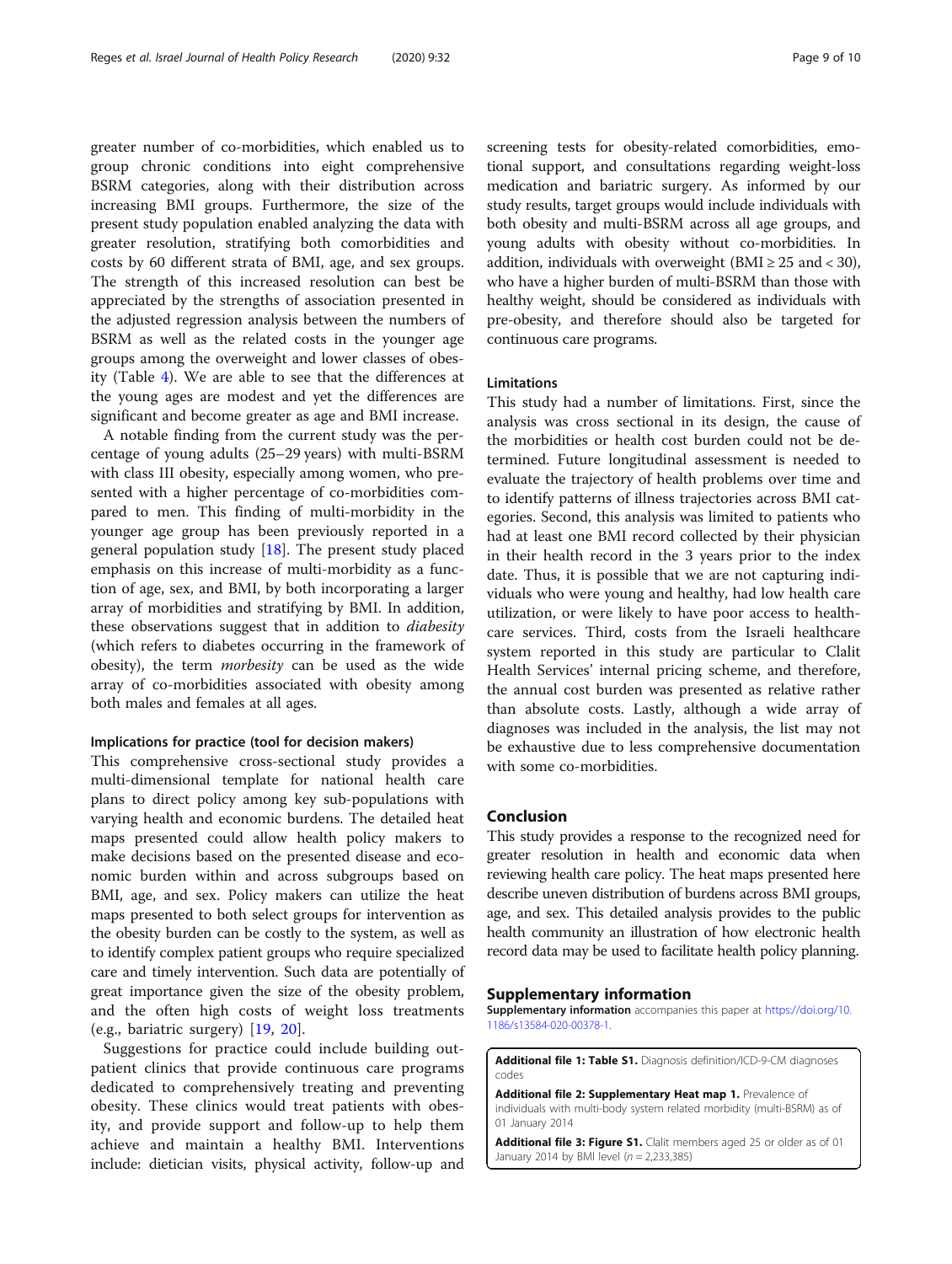greater number of co-morbidities, which enabled us to group chronic conditions into eight comprehensive BSRM categories, along with their distribution across increasing BMI groups. Furthermore, the size of the present study population enabled analyzing the data with greater resolution, stratifying both comorbidities and costs by 60 different strata of BMI, age, and sex groups. The strength of this increased resolution can best be appreciated by the strengths of association presented in the adjusted regression analysis between the numbers of BSRM as well as the related costs in the younger age groups among the overweight and lower classes of obesity (Table 4). We are able to see that the differences at the young ages are modest and yet the differences are significant and become greater as age and BMI increase.

A notable finding from the current study was the percentage of young adults (25–29 years) with multi-BSRM with class III obesity, especially among women, who presented with a higher percentage of co-morbidities compared to men. This finding of multi-morbidity in the younger age group has been previously reported in a general population study [18]. The present study placed emphasis on this increase of multi-morbidity as a function of age, sex, and BMI, by both incorporating a larger array of morbidities and stratifying by BMI. In addition, these observations suggest that in addition to *diabesity* (which refers to diabetes occurring in the framework of obesity), the term *morbesity* can be used as the wide array of co-morbidities associated with obesity among both males and females at all ages.

### Implications for practice (tool for decision makers)

This comprehensive cross-sectional study provides a multi-dimensional template for national health care plans to direct policy among key sub-populations with varying health and economic burdens. The detailed heat maps presented could allow health policy makers to make decisions based on the presented disease and economic burden within and across subgroups based on BMI, age, and sex. Policy makers can utilize the heat maps presented to both select groups for intervention as the obesity burden can be costly to the system, as well as to identify complex patient groups who require specialized care and timely intervention. Such data are potentially of great importance given the size of the obesity problem, and the often high costs of weight loss treatments (e.g., bariatric surgery) [19, 20].

Suggestions for practice could include building outpatient clinics that provide continuous care programs dedicated to comprehensively treating and preventing obesity. These clinics would treat patients with obesity, and provide support and follow-up to help them achieve and maintain a healthy BMI. Interventions include: dietician visits, physical activity, follow-up and screening tests for obesity-related comorbidities, emotional support, and consultations regarding weight-loss medication and bariatric surgery. As informed by our study results, target groups would include individuals with both obesity and multi-BSRM across all age groups, and young adults with obesity without co-morbidities. In addition, individuals with overweight (BMI ≥ 25 and < 30), who have a higher burden of multi-BSRM than those with healthy weight, should be considered as individuals with pre-obesity, and therefore should also be targeted for continuous care programs.

### Limitations

This study had a number of limitations. First, since the analysis was cross sectional in its design, the cause of the morbidities or health cost burden could not be determined. Future longitudinal assessment is needed to evaluate the trajectory of health problems over time and to identify patterns of illness trajectories across BMI categories. Second, this analysis was limited to patients who had at least one BMI record collected by their physician in their health record in the 3 years prior to the index date. Thus, it is possible that we are not capturing individuals who were young and healthy, had low health care utilization, or were likely to have poor access to healthcare services. Third, costs from the Israeli healthcare system reported in this study are particular to Clalit Health Services' internal pricing scheme, and therefore, the annual cost burden was presented as relative rather than absolute costs. Lastly, although a wide array of diagnoses was included in the analysis, the list may not be exhaustive due to less comprehensive documentation with some co-morbidities.

## Conclusion

This study provides a response to the recognized need for greater resolution in health and economic data when reviewing health care policy. The heat maps presented here describe uneven distribution of burdens across BMI groups, age, and sex. This detailed analysis provides to the public health community an illustration of how electronic health record data may be used to facilitate health policy planning.

## Supplementary information

**Supplementary information** accompanies this paper at https://doi.org/10.1186/s13584-020-00378-1.

**Additional file 1: Table S1.** Diagnosis definition/ICD-9-CM diagnoses codes

**Additional file 2: Supplementary Heat map 1.** Prevalence of individuals with multi-body system related morbidity (multi-BSRM) as of 01 January 2014

**Additional file 3: Figure S1.** Clalit members aged 25 or older as of 01 January 2014 by BMI level (*n* = 2,233,385)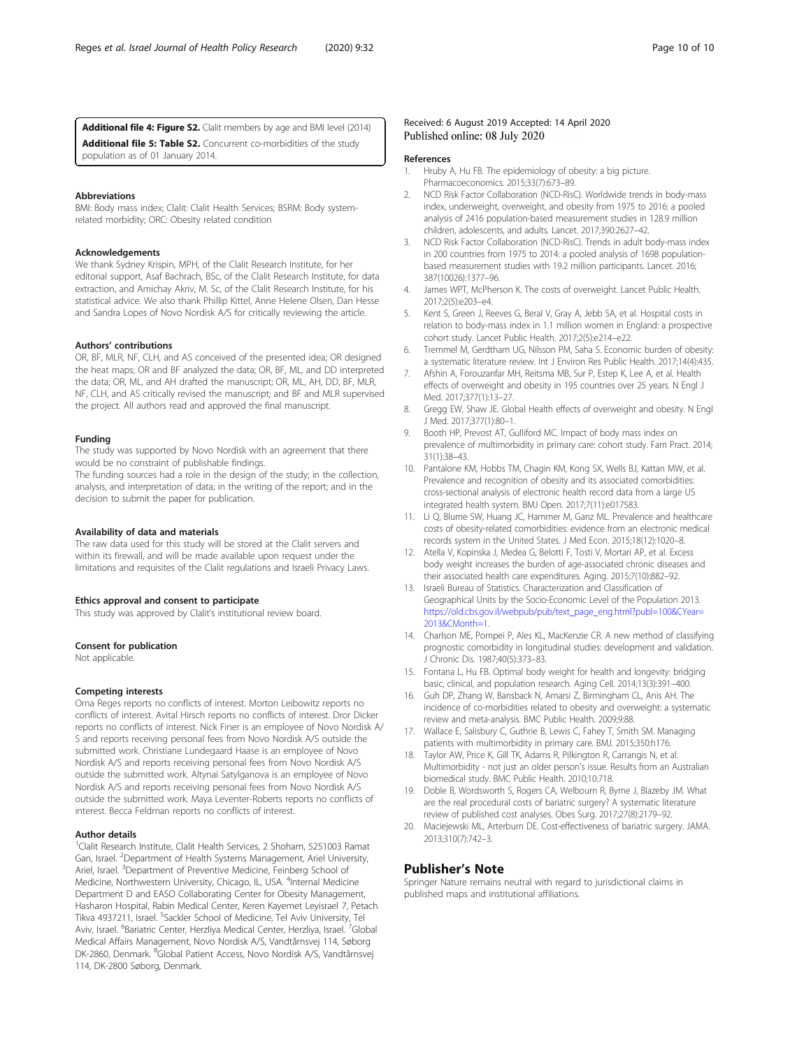**Additional file 4: Figure S2.** Clalit members by age and BMI level (2014)

**Additional file 5: Table S2.** Concurrent co-morbidities of the study population as of 01 January 2014.

### Abbreviations

BMI: Body mass index; Clalit: Clalit Health Services; BSRM: Body system-related morbidity; ORC: Obesity related condition

### Acknowledgements

We thank Sydney Krispin, MPH, of the Clalit Research Institute, for her editorial support, Asaf Bachrach, BSc, of the Clalit Research Institute, for data extraction, and Amichay Akriv, M. Sc, of the Clalit Research Institute, for his statistical advice. We also thank Phillip Kittel, Anne Helene Olsen, Dan Hesse and Sandra Lopes of Novo Nordisk A/S for critically reviewing the article.

### Authors' contributions

OR, BF, MLR, NF, CLH, and AS conceived of the presented idea; OR designed the heat maps; OR and BF analyzed the data; OR, BF, ML, and DD interpreted the data; OR, ML, and AH drafted the manuscript; OR, ML, AH, DD, BF, MLR, NF, CLH, and AS critically revised the manuscript; and BF and MLR supervised the project. All authors read and approved the final manuscript.

### Funding

The study was supported by Novo Nordisk with an agreement that there would be no constraint of publishable findings.

The funding sources had a role in the design of the study; in the collection, analysis, and interpretation of data; in the writing of the report; and in the decision to submit the paper for publication.

### Availability of data and materials

The raw data used for this study will be stored at the Clalit servers and within its firewall, and will be made available upon request under the limitations and requisites of the Clalit regulations and Israeli Privacy Laws.

### Ethics approval and consent to participate

This study was approved by Clalit's institutional review board.

### Consent for publication

Not applicable.

### Competing interests

Orna Reges reports no conflicts of interest. Morton Leibowitz reports no conflicts of interest. Avital Hirsch reports no conflicts of interest. Dror Dicker reports no conflicts of interest. Nick Finer is an employee of Novo Nordisk A/S and reports receiving personal fees from Novo Nordisk A/S outside the submitted work. Christiane Lundegaard Haase is an employee of Novo Nordisk A/S and reports receiving personal fees from Novo Nordisk A/S outside the submitted work. Altynai Satylganova is an employee of Novo Nordisk A/S and reports receiving personal fees from Novo Nordisk A/S outside the submitted work. Maya Leventer-Roberts reports no conflicts of interest. Becca Feldman reports no conflicts of interest.

### Author details

[1]Clalit Research Institute, Clalit Health Services, 2 Shoham, 5251003 Ramat Gan, Israel. [2]Department of Health Systems Management, Ariel University, Ariel, Israel. [3]Department of Preventive Medicine, Feinberg School of Medicine, Northwestern University, Chicago, IL, USA. [4]Internal Medicine Department D and EASO Collaborating Center for Obesity Management, Hasharon Hospital, Rabin Medical Center, Keren Kayemet Leyisrael 7, Petach Tikva 4937211, Israel. [5]Sackler School of Medicine, Tel Aviv University, Tel Aviv, Israel. [6]Bariatric Center, Herzliya Medical Center, Herzliya, Israel. [7]Global Medical Affairs Management, Novo Nordisk A/S, Vandtårnsvej 114, Søborg DK-2860, Denmark. [8]Global Patient Access, Novo Nordisk A/S, Vandtårnsvej 114, DK-2800 Søborg, Denmark.

Received: 6 August 2019 Accepted: 14 April 2020
Published online: 08 July 2020

### References

1. Hruby A, Hu FB. The epidemiology of obesity: a big picture. Pharmacoeconomics. 2015;33(7):673–89.
2. NCD Risk Factor Collaboration (NCD-RisC). Worldwide trends in body-mass index, underweight, overweight, and obesity from 1975 to 2016: a pooled analysis of 2416 population-based measurement studies in 128.9 million children, adolescents, and adults. Lancet. 2017;390:2627–42.
3. NCD Risk Factor Collaboration (NCD-RisC). Trends in adult body-mass index in 200 countries from 1975 to 2014: a pooled analysis of 1698 population-based measurement studies with 19.2 million participants. Lancet. 2016; 387(10026):1377–96.
4. James WPT, McPherson K. The costs of overweight. Lancet Public Health. 2017;2(5):e203–e4.
5. Kent S, Green J, Reeves G, Beral V, Gray A, Jebb SA, et al. Hospital costs in relation to body-mass index in 1.1 million women in England: a prospective cohort study. Lancet Public Health. 2017;2(5):e214–e22.
6. Tremmel M, Gerdtham UG, Nilsson PM, Saha S. Economic burden of obesity: a systematic literature review. Int J Environ Res Public Health. 2017;14(4):435.
7. Afshin A, Forouzanfar MH, Reitsma MB, Sur P, Estep K, Lee A, et al. Health effects of overweight and obesity in 195 countries over 25 years. N Engl J Med. 2017;377(1):13–27.
8. Gregg EW, Shaw JE. Global Health effects of overweight and obesity. N Engl J Med. 2017;377(1):80–1.
9. Booth HP, Prevost AT, Gulliford MC. Impact of body mass index on prevalence of multimorbidity in primary care: cohort study. Fam Pract. 2014; 31(1):38–43.
10. Pantalone KM, Hobbs TM, Chagin KM, Kong SX, Wells BJ, Kattan MW, et al. Prevalence and recognition of obesity and its associated comorbidities: cross-sectional analysis of electronic health record data from a large US integrated health system. BMJ Open. 2017;7(11):e017583.
11. Li Q, Blume SW, Huang JC, Hammer M, Ganz ML. Prevalence and healthcare costs of obesity-related comorbidities: evidence from an electronic medical records system in the United States. J Med Econ. 2015;18(12):1020–8.
12. Atella V, Kopinska J, Medea G, Belotti F, Tosti V, Mortari AP, et al. Excess body weight increases the burden of age-associated chronic diseases and their associated health care expenditures. Aging. 2015;7(10):882–92.
13. Israeli Bureau of Statistics. Characterization and Classification of Geographical Units by the Socio-Economic Level of the Population 2013. https://old.cbs.gov.il/webpub/pub/text_page_eng.html?publ=100&CYear=2013&CMonth=1.
14. Charlson ME, Pompei P, Ales KL, MacKenzie CR. A new method of classifying prognostic comorbidity in longitudinal studies: development and validation. J Chronic Dis. 1987;40(5):373–83.
15. Fontana L, Hu FB. Optimal body weight for health and longevity: bridging basic, clinical, and population research. Aging Cell. 2014;13(3):391–400.
16. Guh DP, Zhang W, Bansback N, Amarsi Z, Birmingham CL, Anis AH. The incidence of co-morbidities related to obesity and overweight: a systematic review and meta-analysis. BMC Public Health. 2009;9:88.
17. Wallace E, Salisbury C, Guthrie B, Lewis C, Fahey T, Smith SM. Managing patients with multimorbidity in primary care. BMJ. 2015;350:h176.
18. Taylor AW, Price K, Gill TK, Adams R, Pilkington R, Carrangis N, et al. Multimorbidity - not just an older person's issue. Results from an Australian biomedical study. BMC Public Health. 2010;10:718.
19. Doble B, Wordsworth S, Rogers CA, Welbourn R, Byrne J, Blazeby JM. What are the real procedural costs of bariatric surgery? A systematic literature review of published cost analyses. Obes Surg. 2017;27(8):2179–92.
20. Maciejewski ML, Arterburn DE. Cost-effectiveness of bariatric surgery. JAMA. 2013;310(7):742–3.

## Publisher's Note

Springer Nature remains neutral with regard to jurisdictional claims in published maps and institutional affiliations.